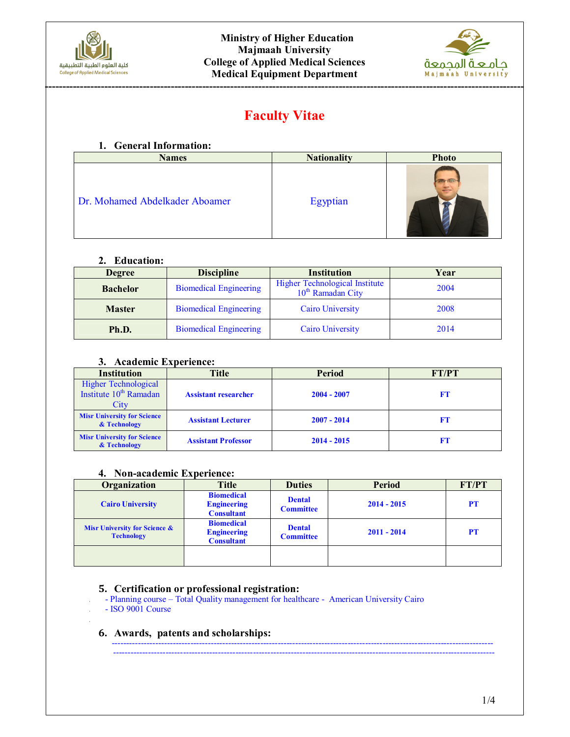Ministry of Higher Education
Majmaah University
College of Applied Medical Sciences
Medical Equipment Department

# Faculty Vitae

## 1. General Information:

| Names | Nationality | Photo |
|---|---|---|
| Dr. Mohamed Abdelkader Aboamer | Egyptian | |

## 2. Education:

| Degree | Discipline | Institution | Year |
|---|---|---|---|
| **Bachelor** | Biomedical Engineering | Higher Technological Institute 10th Ramadan City | 2004 |
| **Master** | Biomedical Engineering | Cairo University | 2008 |
| **Ph.D.** | Biomedical Engineering | Cairo University | 2014 |

## 3. Academic Experience:

| Institution | Title | Period | FT/PT |
|---|---|---|---|
| Higher Technological Institute 10th Ramadan City | **Assistant researcher** | **2004 - 2007** | **FT** |
| **Misr University for Science & Technology** | **Assistant Lecturer** | **2007 - 2014** | **FT** |
| **Misr University for Science & Technology** | **Assistant Professor** | **2014 - 2015** | **FT** |

## 4. Non-academic Experience:

| Organization | Title | Duties | Period | FT/PT |
|---|---|---|---|---|
| **Cairo University** | **Biomedical Engineering Consultant** | **Dental Committee** | **2014 - 2015** | **PT** |
| **Misr University for Science & Technology** | **Biomedical Engineering Consultant** | **Dental Committee** | **2011 - 2014** | **PT** |
| | | | | |

## 5. Certification or professional registration:

- Planning course – Total Quality management for healthcare - American University Cairo
- ISO 9001 Course

## 6. Awards, patents and scholarships:

--------------------------------------------------------------------------------------------------------------------------------

--------------------------------------------------------------------------------------------------------------------------------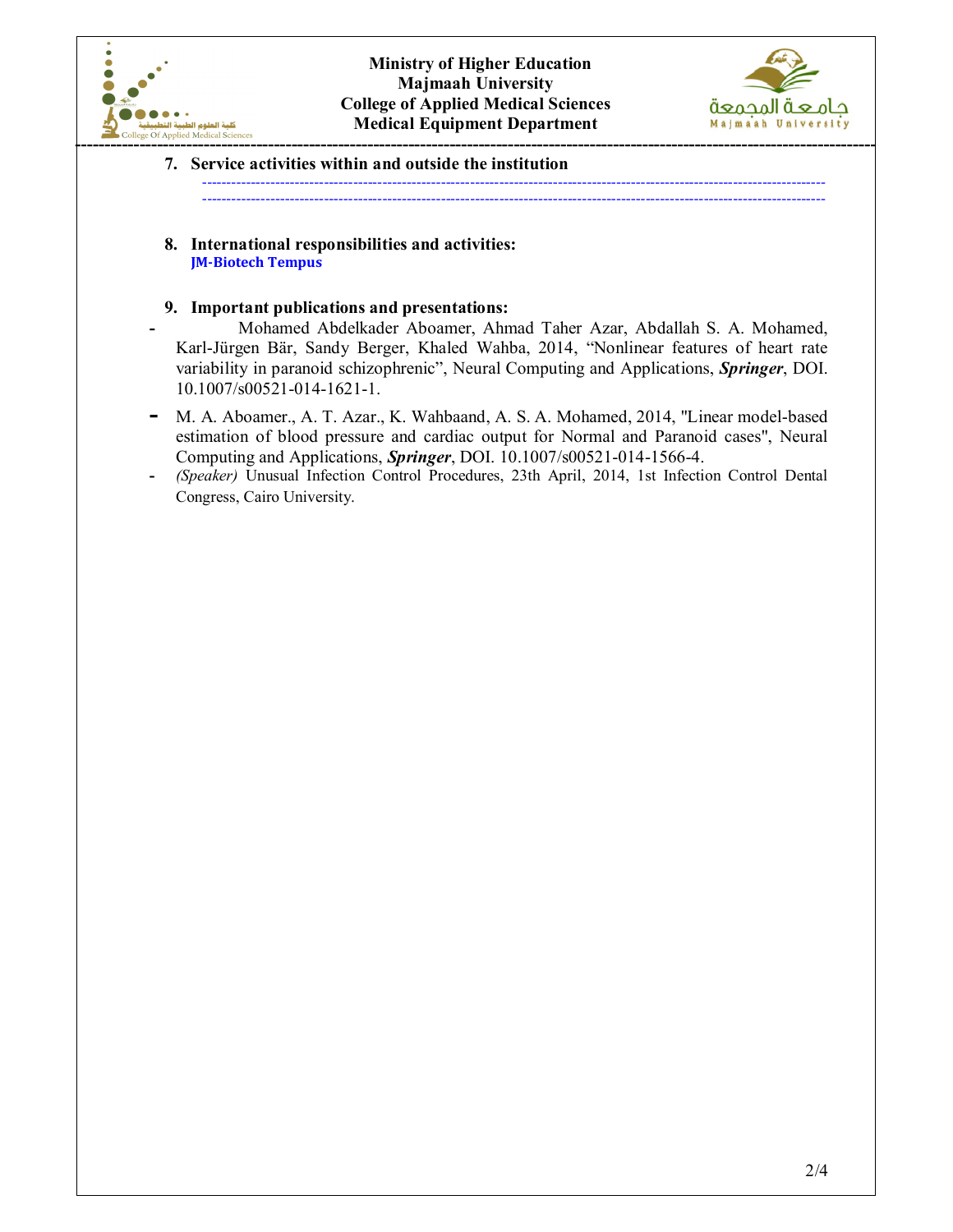7. **Service activities within and outside the institution**

--------------------------------------------------------------------------------------------------------------------------
--------------------------------------------------------------------------------------------------------------------------

8. **International responsibilities and activities:**
   **JM-Biotech Tempus**

9. **Important publications and presentations:**

- Mohamed Abdelkader Aboamer, Ahmad Taher Azar, Abdallah S. A. Mohamed, Karl-Jürgen Bär, Sandy Berger, Khaled Wahba, 2014, "Nonlinear features of heart rate variability in paranoid schizophrenic", Neural Computing and Applications, ***Springer***, DOI. 10.1007/s00521-014-1621-1.
- M. A. Aboamer., A. T. Azar., K. Wahbaand, A. S. A. Mohamed, 2014, "Linear model-based estimation of blood pressure and cardiac output for Normal and Paranoid cases", Neural Computing and Applications, ***Springer***, DOI. 10.1007/s00521-014-1566-4.
- *(Speaker)* Unusual Infection Control Procedures, 23th April, 2014, 1st Infection Control Dental Congress, Cairo University.